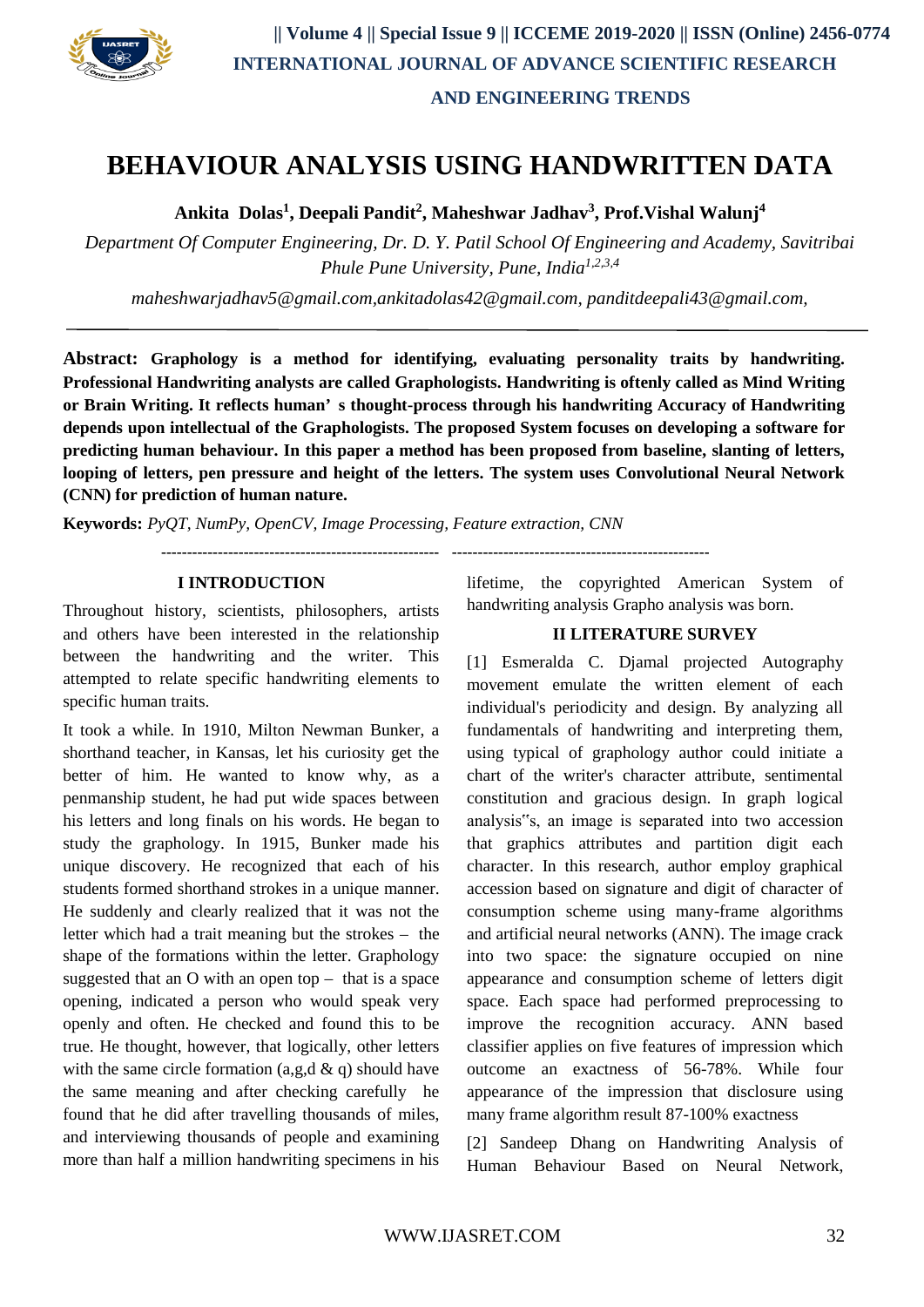# BEHAVIOUR ANALYSIS USING HANDWRITTEN DATA

**Ankita Dolas[1], Deepali Pandit[2], Maheshwar Jadhav[3], Prof.Vishal Walunj[4]**

*Department Of Computer Engineering, Dr. D. Y. Patil School Of Engineering and Academy, Savitribai Phule Pune University, Pune, India[1,2,3,4]*

*maheshwarjadhav5@gmail.com,ankitadolas42@gmail.com, panditdeepali43@gmail.com,*

---

**Abstract: Graphology is a method for identifying, evaluating personality traits by handwriting. Professional Handwriting analysts are called Graphologists. Handwriting is oftenly called as Mind Writing or Brain Writing. It reflects human' s thought-process through his handwriting Accuracy of Handwriting depends upon intellectual of the Graphologists. The proposed System focuses on developing a software for predicting human behaviour. In this paper a method has been proposed from baseline, slanting of letters, looping of letters, pen pressure and height of the letters. The system uses Convolutional Neural Network (CNN) for prediction of human nature.**

**Keywords:** *PyQT, NumPy, OpenCV, Image Processing, Feature extraction, CNN*

---

## I INTRODUCTION

Throughout history, scientists, philosophers, artists and others have been interested in the relationship between the handwriting and the writer. This attempted to relate specific handwriting elements to specific human traits.

It took a while. In 1910, Milton Newman Bunker, a shorthand teacher, in Kansas, let his curiosity get the better of him. He wanted to know why, as a penmanship student, he had put wide spaces between his letters and long finals on his words. He began to study the graphology. In 1915, Bunker made his unique discovery. He recognized that each of his students formed shorthand strokes in a unique manner. He suddenly and clearly realized that it was not the letter which had a trait meaning but the strokes – the shape of the formations within the letter. Graphology suggested that an O with an open top – that is a space opening, indicated a person who would speak very openly and often. He checked and found this to be true. He thought, however, that logically, other letters with the same circle formation (a,g,d & q) should have the same meaning and after checking carefully he found that he did after travelling thousands of miles, and interviewing thousands of people and examining more than half a million handwriting specimens in his lifetime, the copyrighted American System of handwriting analysis Grapho analysis was born.

## II LITERATURE SURVEY

[1] Esmeralda C. Djamal projected Autography movement emulate the written element of each individual's periodicity and design. By analyzing all fundamentals of handwriting and interpreting them, using typical of graphology author could initiate a chart of the writer's character attribute, sentimental constitution and gracious design. In graph logical analysis"s, an image is separated into two accession that graphics attributes and partition digit each character. In this research, author employ graphical accession based on signature and digit of character of consumption scheme using many-frame algorithms and artificial neural networks (ANN). The image crack into two space: the signature occupied on nine appearance and consumption scheme of letters digit space. Each space had performed preprocessing to improve the recognition accuracy. ANN based classifier applies on five features of impression which outcome an exactness of 56-78%. While four appearance of the impression that disclosure using many frame algorithm result 87-100% exactness

[2] Sandeep Dhang on Handwriting Analysis of Human Behaviour Based on Neural Network,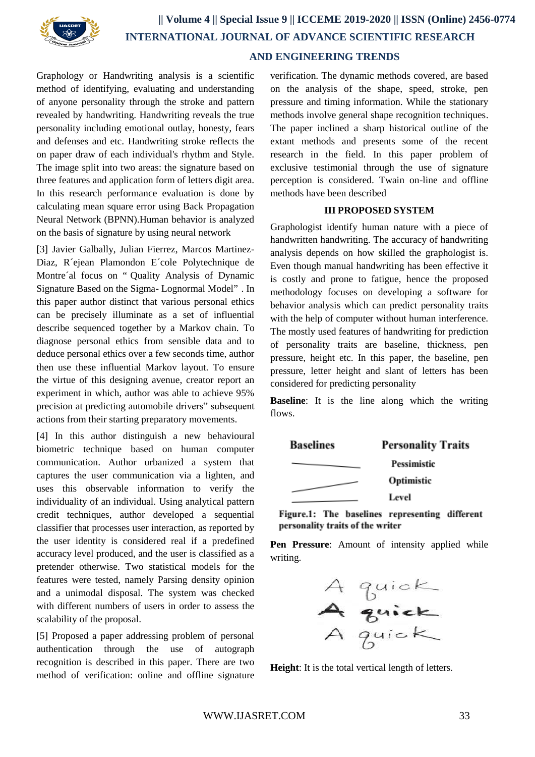Graphology or Handwriting analysis is a scientific method of identifying, evaluating and understanding of anyone personality through the stroke and pattern revealed by handwriting. Handwriting reveals the true personality including emotional outlay, honesty, fears and defenses and etc. Handwriting stroke reflects the on paper draw of each individual's rhythm and Style. The image split into two areas: the signature based on three features and application form of letters digit area. In this research performance evaluation is done by calculating mean square error using Back Propagation Neural Network (BPNN).Human behavior is analyzed on the basis of signature by using neural network

[3] Javier Galbally, Julian Fierrez, Marcos Martinez-Diaz, R´ejean Plamondon E´cole Polytechnique de Montre´al focus on " Quality Analysis of Dynamic Signature Based on the Sigma- Lognormal Model" . In this paper author distinct that various personal ethics can be precisely illuminate as a set of influential describe sequenced together by a Markov chain. To diagnose personal ethics from sensible data and to deduce personal ethics over a few seconds time, author then use these influential Markov layout. To ensure the virtue of this designing avenue, creator report an experiment in which, author was able to achieve 95% precision at predicting automobile drivers" subsequent actions from their starting preparatory movements.

[4] In this author distinguish a new behavioural biometric technique based on human computer communication. Author urbanized a system that captures the user communication via a lighten, and uses this observable information to verify the individuality of an individual. Using analytical pattern credit techniques, author developed a sequential classifier that processes user interaction, as reported by the user identity is considered real if a predefined accuracy level produced, and the user is classified as a pretender otherwise. Two statistical models for the features were tested, namely Parsing density opinion and a unimodal disposal. The system was checked with different numbers of users in order to assess the scalability of the proposal.

[5] Proposed a paper addressing problem of personal authentication through the use of autograph recognition is described in this paper. There are two method of verification: online and offline signature verification. The dynamic methods covered, are based on the analysis of the shape, speed, stroke, pen pressure and timing information. While the stationary methods involve general shape recognition techniques. The paper inclined a sharp historical outline of the extant methods and presents some of the recent research in the field. In this paper problem of exclusive testimonial through the use of signature perception is considered. Twain on-line and offline methods have been described

## III PROPOSED SYSTEM

Graphologist identify human nature with a piece of handwritten handwriting. The accuracy of handwriting analysis depends on how skilled the graphologist is. Even though manual handwriting has been effective it is costly and prone to fatigue, hence the proposed methodology focuses on developing a software for behavior analysis which can predict personality traits with the help of computer without human interference. The mostly used features of handwriting for prediction of personality traits are baseline, thickness, pen pressure, height etc. In this paper, the baseline, pen pressure, letter height and slant of letters has been considered for predicting personality

**Baseline**: It is the line along which the writing flows.

| Baselines | Personality Traits |
|---|---|
| (declining line) | Pessimistic |
| (rising line) | Optimistic |
| (level line) | Level |

**Figure.1: The baselines representing different personality traits of the writer**

**Pen Pressure**: Amount of intensity applied while writing.

A quick
A quick
A quick

**Height**: It is the total vertical length of letters.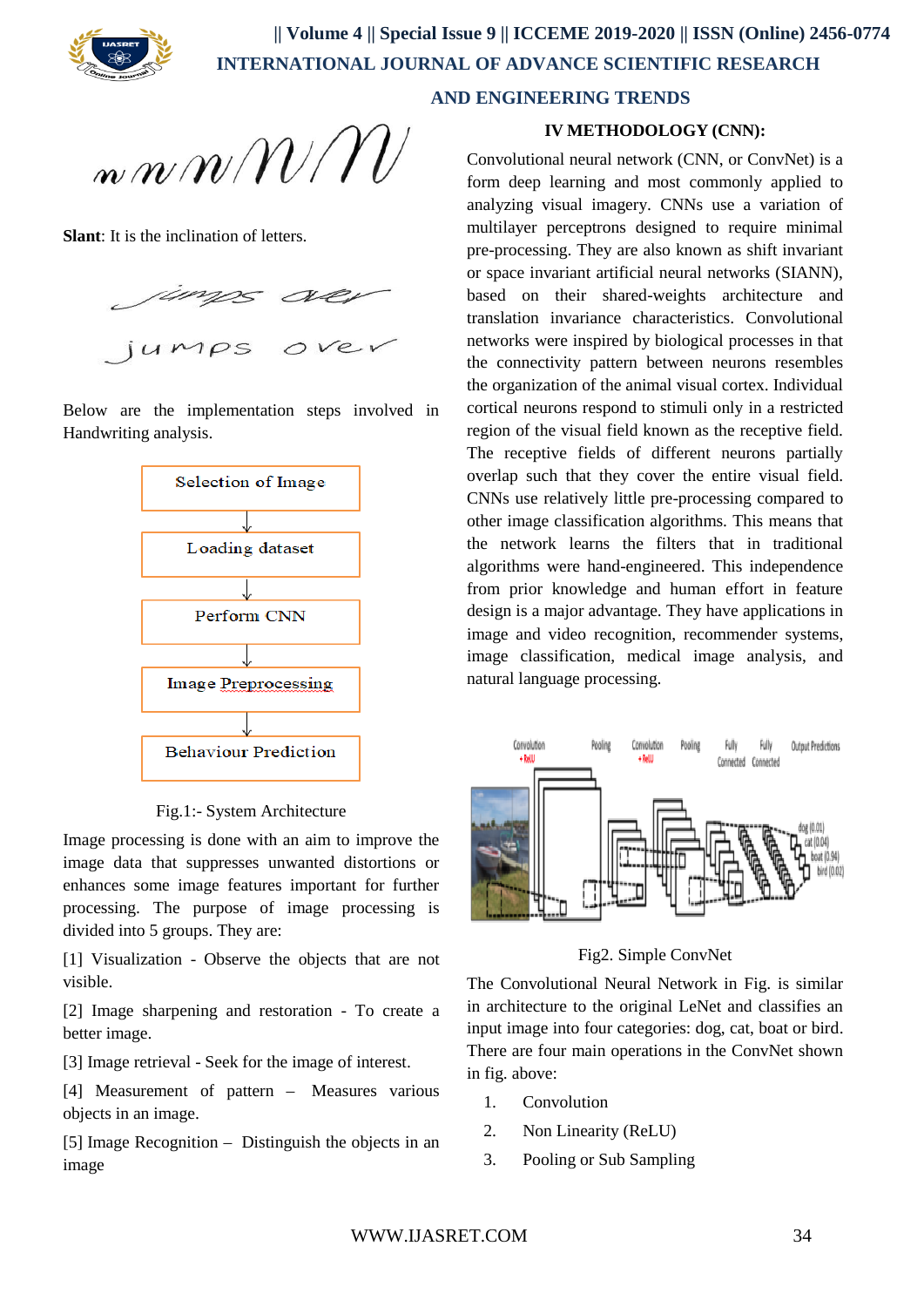**Slant**: It is the inclination of letters.

Below are the implementation steps involved in Handwriting analysis.

Selection of Image → Loading dataset → Perform CNN → Image Preprocessing → Behaviour Prediction

Fig.1:- System Architecture

Image processing is done with an aim to improve the image data that suppresses unwanted distortions or enhances some image features important for further processing. The purpose of image processing is divided into 5 groups. They are:

[1] Visualization - Observe the objects that are not visible.

[2] Image sharpening and restoration - To create a better image.

[3] Image retrieval - Seek for the image of interest.

[4] Measurement of pattern – Measures various objects in an image.

[5] Image Recognition – Distinguish the objects in an image

## IV METHODOLOGY (CNN):

Convolutional neural network (CNN, or ConvNet) is a form deep learning and most commonly applied to analyzing visual imagery. CNNs use a variation of multilayer perceptrons designed to require minimal pre-processing. They are also known as shift invariant or space invariant artificial neural networks (SIANN), based on their shared-weights architecture and translation invariance characteristics. Convolutional networks were inspired by biological processes in that the connectivity pattern between neurons resembles the organization of the animal visual cortex. Individual cortical neurons respond to stimuli only in a restricted region of the visual field known as the receptive field. The receptive fields of different neurons partially overlap such that they cover the entire visual field. CNNs use relatively little pre-processing compared to other image classification algorithms. This means that the network learns the filters that in traditional algorithms were hand-engineered. This independence from prior knowledge and human effort in feature design is a major advantage. They have applications in image and video recognition, recommender systems, image classification, medical image analysis, and natural language processing.

Fig2. Simple ConvNet

The Convolutional Neural Network in Fig. is similar in architecture to the original LeNet and classifies an input image into four categories: dog, cat, boat or bird. There are four main operations in the ConvNet shown in fig. above:

1. Convolution
2. Non Linearity (ReLU)
3. Pooling or Sub Sampling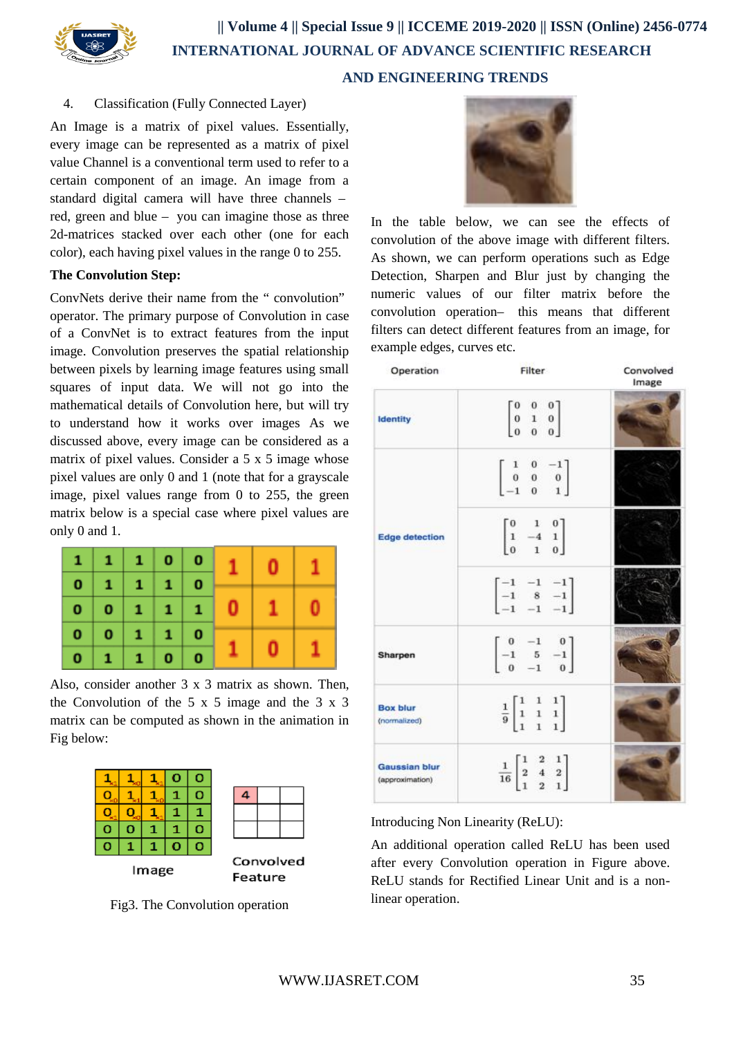4. Classification (Fully Connected Layer)

An Image is a matrix of pixel values. Essentially, every image can be represented as a matrix of pixel value Channel is a conventional term used to refer to a certain component of an image. An image from a standard digital camera will have three channels – red, green and blue – you can imagine those as three 2d-matrices stacked over each other (one for each color), each having pixel values in the range 0 to 255.

**The Convolution Step:**

ConvNets derive their name from the " convolution" operator. The primary purpose of Convolution in case of a ConvNet is to extract features from the input image. Convolution preserves the spatial relationship between pixels by learning image features using small squares of input data. We will not go into the mathematical details of Convolution here, but will try to understand how it works over images As we discussed above, every image can be considered as a matrix of pixel values. Consider a 5 x 5 image whose pixel values are only 0 and 1 (note that for a grayscale image, pixel values range from 0 to 255, the green matrix below is a special case where pixel values are only 0 and 1.

| 1 | 1 | 1 | 0 | 0 |
|---|---|---|---|---|
| 0 | 1 | 1 | 1 | 0 |
| 0 | 0 | 1 | 1 | 1 |
| 0 | 0 | 1 | 1 | 0 |
| 0 | 1 | 1 | 0 | 0 |

| 1 | 0 | 1 |
|---|---|---|
| 0 | 1 | 0 |
| 1 | 0 | 1 |

Also, consider another 3 x 3 matrix as shown. Then, the Convolution of the 5 x 5 image and the 3 x 3 matrix can be computed as shown in the animation in Fig below:

| 1<sub>×1</sub> | 1<sub>×0</sub> | 1<sub>×1</sub> | 0 | 0 |
|---|---|---|---|---|
| 0<sub>×0</sub> | 1<sub>×1</sub> | 1<sub>×0</sub> | 1 | 0 |
| 0<sub>×1</sub> | 0<sub>×0</sub> | 1<sub>×1</sub> | 1 | 1 |
| 0 | 0 | 1 | 1 | 0 |
| 0 | 1 | 1 | 0 | 0 |

Image

| 4 | | |
|---|---|---|
| | | |
| | | |

Convolved Feature

Fig3. The Convolution operation

In the table below, we can see the effects of convolution of the above image with different filters. As shown, we can perform operations such as Edge Detection, Sharpen and Blur just by changing the numeric values of our filter matrix before the convolution operation– this means that different filters can detect different features from an image, for example edges, curves etc.

| Operation | Filter | Convolved Image |
|---|---|---|
| Identity | $\begin{bmatrix} 0 & 0 & 0 \\ 0 & 1 & 0 \\ 0 & 0 & 0 \end{bmatrix}$ | |
| Edge detection | $\begin{bmatrix} 1 & 0 & -1 \\ 0 & 0 & 0 \\ -1 & 0 & 1 \end{bmatrix}$ | |
| | $\begin{bmatrix} 0 & 1 & 0 \\ 1 & -4 & 1 \\ 0 & 1 & 0 \end{bmatrix}$ | |
| | $\begin{bmatrix} -1 & -1 & -1 \\ -1 & 8 & -1 \\ -1 & -1 & -1 \end{bmatrix}$ | |
| Sharpen | $\begin{bmatrix} 0 & -1 & 0 \\ -1 & 5 & -1 \\ 0 & -1 & 0 \end{bmatrix}$ | |
| Box blur (normalized) | $\frac{1}{9}\begin{bmatrix} 1 & 1 & 1 \\ 1 & 1 & 1 \\ 1 & 1 & 1 \end{bmatrix}$ | |
| Gaussian blur (approximation) | $\frac{1}{16}\begin{bmatrix} 1 & 2 & 1 \\ 2 & 4 & 2 \\ 1 & 2 & 1 \end{bmatrix}$ | |

Introducing Non Linearity (ReLU):

An additional operation called ReLU has been used after every Convolution operation in Figure above. ReLU stands for Rectified Linear Unit and is a non-linear operation.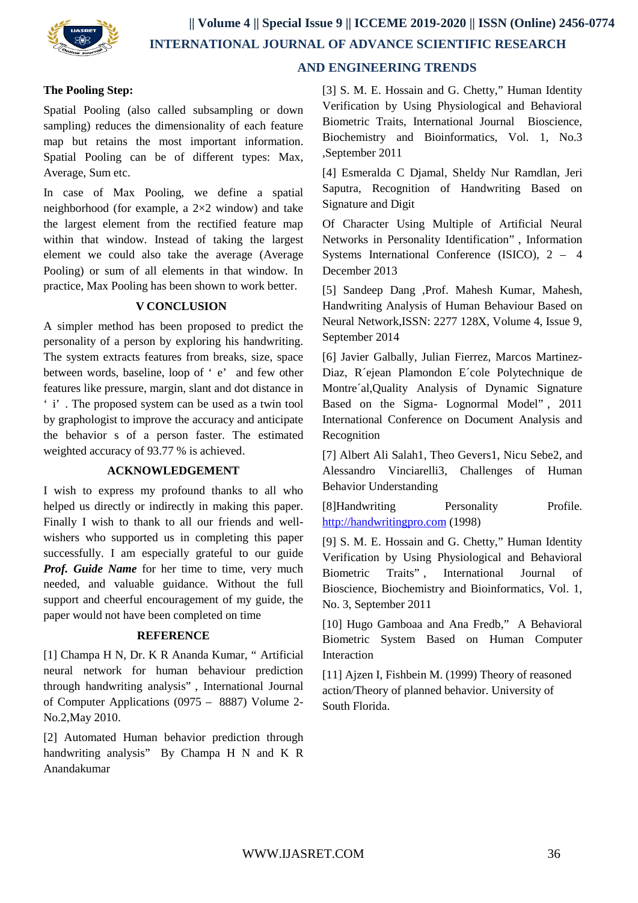### The Pooling Step:

Spatial Pooling (also called subsampling or down sampling) reduces the dimensionality of each feature map but retains the most important information. Spatial Pooling can be of different types: Max, Average, Sum etc.

In case of Max Pooling, we define a spatial neighborhood (for example, a 2×2 window) and take the largest element from the rectified feature map within that window. Instead of taking the largest element we could also take the average (Average Pooling) or sum of all elements in that window. In practice, Max Pooling has been shown to work better.

## V CONCLUSION

A simpler method has been proposed to predict the personality of a person by exploring his handwriting. The system extracts features from breaks, size, space between words, baseline, loop of ' e' and few other features like pressure, margin, slant and dot distance in ' i' . The proposed system can be used as a twin tool by graphologist to improve the accuracy and anticipate the behavior s of a person faster. The estimated weighted accuracy of 93.77 % is achieved.

## ACKNOWLEDGEMENT

I wish to express my profound thanks to all who helped us directly or indirectly in making this paper. Finally I wish to thank to all our friends and well-wishers who supported us in completing this paper successfully. I am especially grateful to our guide ***Prof. Guide Name*** for her time to time, very much needed, and valuable guidance. Without the full support and cheerful encouragement of my guide, the paper would not have been completed on time

## REFERENCE

[1] Champa H N, Dr. K R Ananda Kumar, " Artificial neural network for human behaviour prediction through handwriting analysis" , International Journal of Computer Applications (0975 – 8887) Volume 2-No.2,May 2010.

[2] Automated Human behavior prediction through handwriting analysis" By Champa H N and K R Anandakumar

[3] S. M. E. Hossain and G. Chetty," Human Identity Verification by Using Physiological and Behavioral Biometric Traits, International Journal Bioscience, Biochemistry and Bioinformatics, Vol. 1, No.3 ,September 2011

[4] Esmeralda C Djamal, Sheldy Nur Ramdlan, Jeri Saputra, Recognition of Handwriting Based on Signature and Digit

Of Character Using Multiple of Artificial Neural Networks in Personality Identification" , Information Systems International Conference (ISICO), 2 – 4 December 2013

[5] Sandeep Dang ,Prof. Mahesh Kumar, Mahesh, Handwriting Analysis of Human Behaviour Based on Neural Network,ISSN: 2277 128X, Volume 4, Issue 9, September 2014

[6] Javier Galbally, Julian Fierrez, Marcos Martinez-Diaz, R´ejean Plamondon E´cole Polytechnique de Montre´al,Quality Analysis of Dynamic Signature Based on the Sigma- Lognormal Model" , 2011 International Conference on Document Analysis and Recognition

[7] Albert Ali Salah1, Theo Gevers1, Nicu Sebe2, and Alessandro Vinciarelli3, Challenges of Human Behavior Understanding

[8]Handwriting Personality Profile. http://handwritingpro.com (1998)

[9] S. M. E. Hossain and G. Chetty," Human Identity Verification by Using Physiological and Behavioral Biometric Traits" , International Journal of Bioscience, Biochemistry and Bioinformatics, Vol. 1, No. 3, September 2011

[10] Hugo Gamboaa and Ana Fredb," A Behavioral Biometric System Based on Human Computer Interaction

[11] Ajzen I, Fishbein M. (1999) Theory of reasoned action/Theory of planned behavior. University of South Florida.